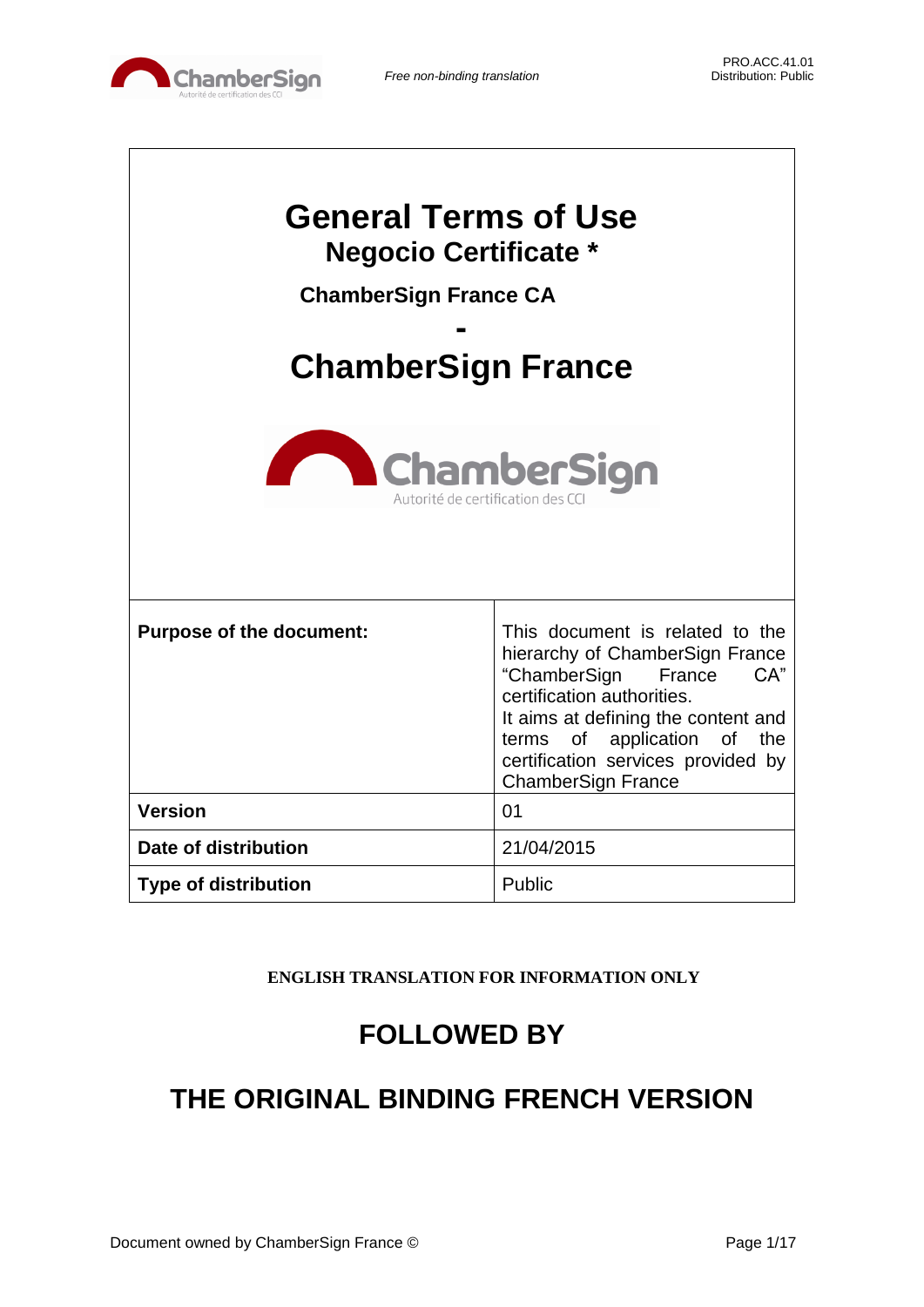# General Terms of Use

## Negocio Certificate *

**ChamberSign France CA**

**-**

# ChamberSign France

| **Purpose of the document:** | This document is related to the hierarchy of ChamberSign France "ChamberSign France CA" certification authorities. It aims at defining the content and terms of application of the certification services provided by ChamberSign France |
|---|---|
| **Version** | 01 |
| **Date of distribution** | 21/04/2015 |
| **Type of distribution** | Public |

**ENGLISH TRANSLATION FOR INFORMATION ONLY**

## FOLLOWED BY

## THE ORIGINAL BINDING FRENCH VERSION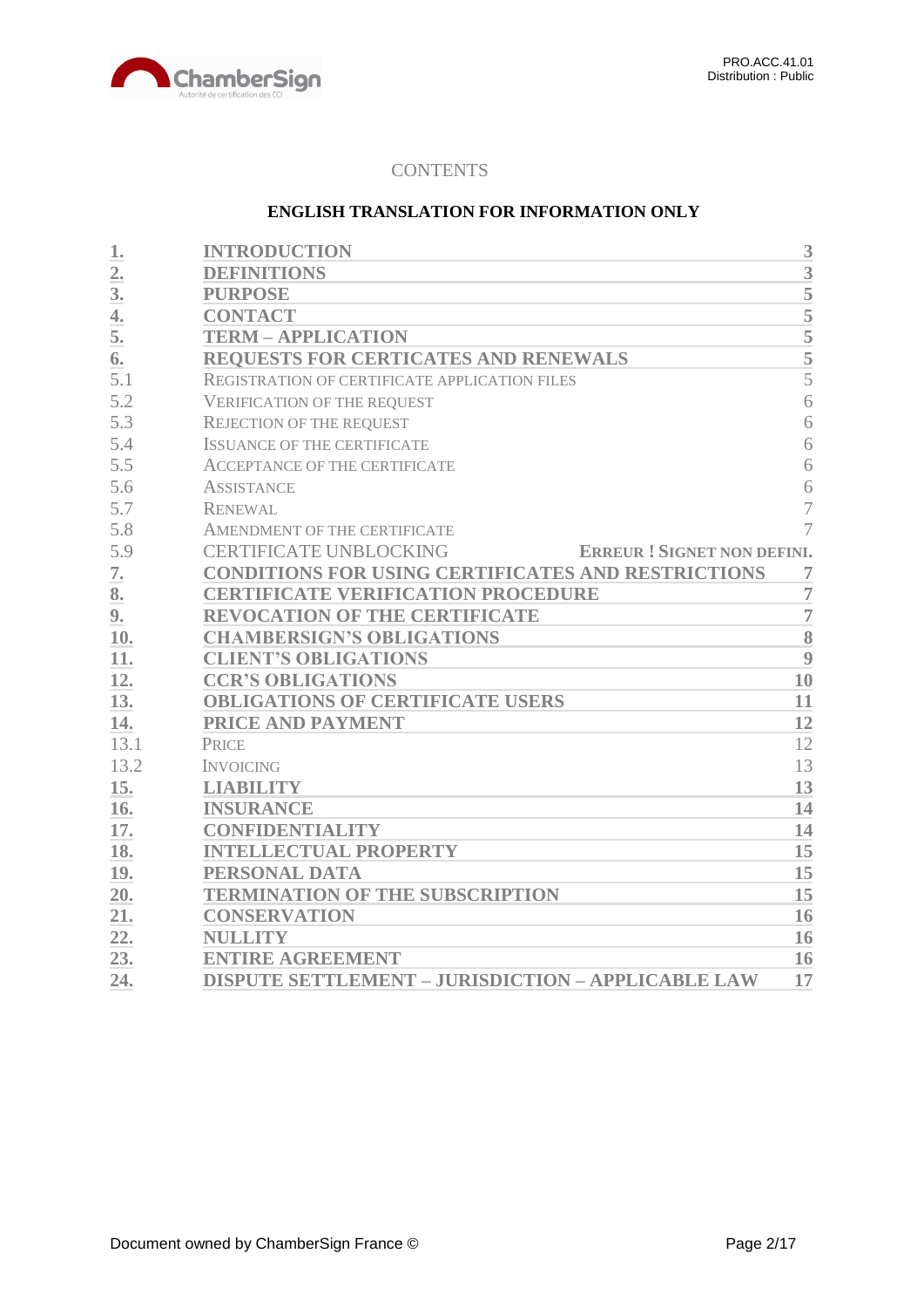CONTENTS

**ENGLISH TRANSLATION FOR INFORMATION ONLY**

| | | |
|---|---|---|
| **1.** | **INTRODUCTION** | **3** |
| **2.** | **DEFINITIONS** | **3** |
| **3.** | **PURPOSE** | **5** |
| **4.** | **CONTACT** | **5** |
| **5.** | **TERM – APPLICATION** | **5** |
| **6.** | **REQUESTS FOR CERTICATES AND RENEWALS** | **5** |
| 5.1 | REGISTRATION OF CERTIFICATE APPLICATION FILES | 5 |
| 5.2 | VERIFICATION OF THE REQUEST | 6 |
| 5.3 | REJECTION OF THE REQUEST | 6 |
| 5.4 | ISSUANCE OF THE CERTIFICATE | 6 |
| 5.5 | ACCEPTANCE OF THE CERTIFICATE | 6 |
| 5.6 | ASSISTANCE | 6 |
| 5.7 | RENEWAL | 7 |
| 5.8 | AMENDMENT OF THE CERTIFICATE | 7 |
| 5.9 | CERTIFICATE UNBLOCKING | ERREUR ! SIGNET NON DEFINI. |
| **7.** | **CONDITIONS FOR USING CERTIFICATES AND RESTRICTIONS** | **7** |
| **8.** | **CERTIFICATE VERIFICATION PROCEDURE** | **7** |
| **9.** | **REVOCATION OF THE CERTIFICATE** | **7** |
| **10.** | **CHAMBERSIGN'S OBLIGATIONS** | **8** |
| **11.** | **CLIENT'S OBLIGATIONS** | **9** |
| **12.** | **CCR'S OBLIGATIONS** | **10** |
| **13.** | **OBLIGATIONS OF CERTIFICATE USERS** | **11** |
| **14.** | **PRICE AND PAYMENT** | **12** |
| 13.1 | PRICE | 12 |
| 13.2 | INVOICING | 13 |
| **15.** | **LIABILITY** | **13** |
| **16.** | **INSURANCE** | **14** |
| **17.** | **CONFIDENTIALITY** | **14** |
| **18.** | **INTELLECTUAL PROPERTY** | **15** |
| **19.** | **PERSONAL DATA** | **15** |
| **20.** | **TERMINATION OF THE SUBSCRIPTION** | **15** |
| **21.** | **CONSERVATION** | **16** |
| **22.** | **NULLITY** | **16** |
| **23.** | **ENTIRE AGREEMENT** | **16** |
| **24.** | **DISPUTE SETTLEMENT – JURISDICTION – APPLICABLE LAW** | **17** |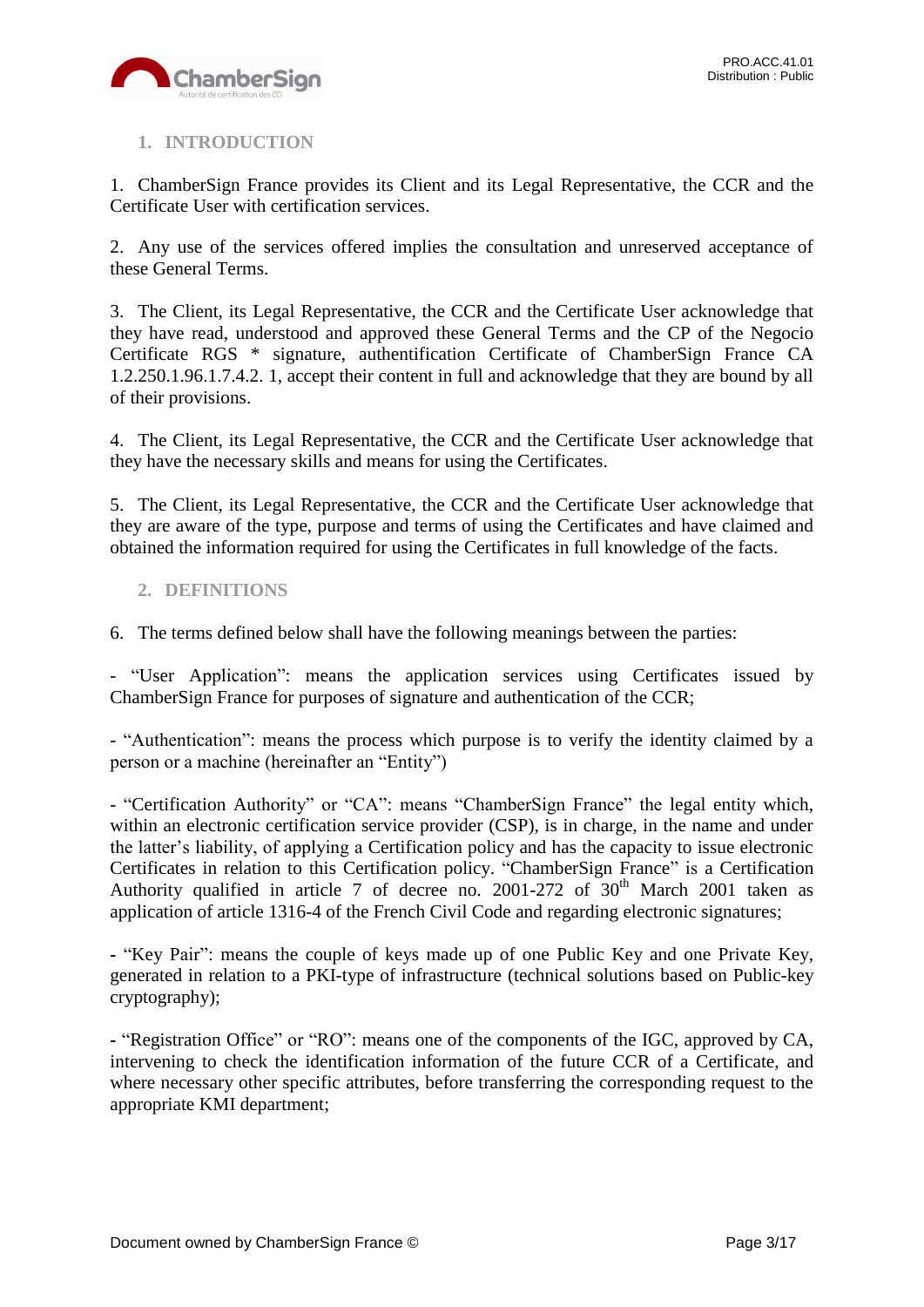## 1. INTRODUCTION

1. ChamberSign France provides its Client and its Legal Representative, the CCR and the Certificate User with certification services.

2. Any use of the services offered implies the consultation and unreserved acceptance of these General Terms.

3. The Client, its Legal Representative, the CCR and the Certificate User acknowledge that they have read, understood and approved these General Terms and the CP of the Negocio Certificate RGS * signature, authentification Certificate of ChamberSign France CA 1.2.250.1.96.1.7.4.2. 1, accept their content in full and acknowledge that they are bound by all of their provisions.

4. The Client, its Legal Representative, the CCR and the Certificate User acknowledge that they have the necessary skills and means for using the Certificates.

5. The Client, its Legal Representative, the CCR and the Certificate User acknowledge that they are aware of the type, purpose and terms of using the Certificates and have claimed and obtained the information required for using the Certificates in full knowledge of the facts.

## 2. DEFINITIONS

6. The terms defined below shall have the following meanings between the parties:

- "User Application": means the application services using Certificates issued by ChamberSign France for purposes of signature and authentication of the CCR;

- "Authentication": means the process which purpose is to verify the identity claimed by a person or a machine (hereinafter an "Entity")

- "Certification Authority" or "CA": means "ChamberSign France" the legal entity which, within an electronic certification service provider (CSP), is in charge, in the name and under the latter's liability, of applying a Certification policy and has the capacity to issue electronic Certificates in relation to this Certification policy. "ChamberSign France" is a Certification Authority qualified in article 7 of decree no. 2001-272 of 30th March 2001 taken as application of article 1316-4 of the French Civil Code and regarding electronic signatures;

- "Key Pair": means the couple of keys made up of one Public Key and one Private Key, generated in relation to a PKI-type of infrastructure (technical solutions based on Public-key cryptography);

- "Registration Office" or "RO": means one of the components of the IGC, approved by CA, intervening to check the identification information of the future CCR of a Certificate, and where necessary other specific attributes, before transferring the corresponding request to the appropriate KMI department;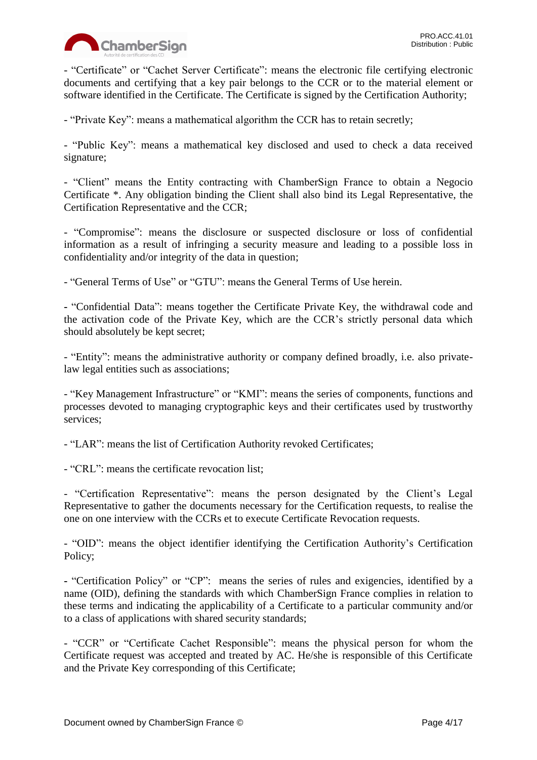- “Certificate” or “Cachet Server Certificate”: means the electronic file certifying electronic documents and certifying that a key pair belongs to the CCR or to the material element or software identified in the Certificate. The Certificate is signed by the Certification Authority;

- “Private Key”: means a mathematical algorithm the CCR has to retain secretly;

- “Public Key”: means a mathematical key disclosed and used to check a data received signature;

- “Client” means the Entity contracting with ChamberSign France to obtain a Negocio Certificate *. Any obligation binding the Client shall also bind its Legal Representative, the Certification Representative and the CCR;

- “Compromise”: means the disclosure or suspected disclosure or loss of confidential information as a result of infringing a security measure and leading to a possible loss in confidentiality and/or integrity of the data in question;

- “General Terms of Use” or “GTU”: means the General Terms of Use herein.

- “Confidential Data”: means together the Certificate Private Key, the withdrawal code and the activation code of the Private Key, which are the CCR’s strictly personal data which should absolutely be kept secret;

- “Entity”: means the administrative authority or company defined broadly, i.e. also private-law legal entities such as associations;

- “Key Management Infrastructure” or “KMI”: means the series of components, functions and processes devoted to managing cryptographic keys and their certificates used by trustworthy services;

- “LAR”: means the list of Certification Authority revoked Certificates;

- “CRL”: means the certificate revocation list;

- “Certification Representative”: means the person designated by the Client’s Legal Representative to gather the documents necessary for the Certification requests, to realise the one on one interview with the CCRs et to execute Certificate Revocation requests.

- “OID”: means the object identifier identifying the Certification Authority’s Certification Policy;

- “Certification Policy” or “CP”: means the series of rules and exigencies, identified by a name (OID), defining the standards with which ChamberSign France complies in relation to these terms and indicating the applicability of a Certificate to a particular community and/or to a class of applications with shared security standards;

- “CCR” or “Certificate Cachet Responsible”: means the physical person for whom the Certificate request was accepted and treated by AC. He/she is responsible of this Certificate and the Private Key corresponding of this Certificate;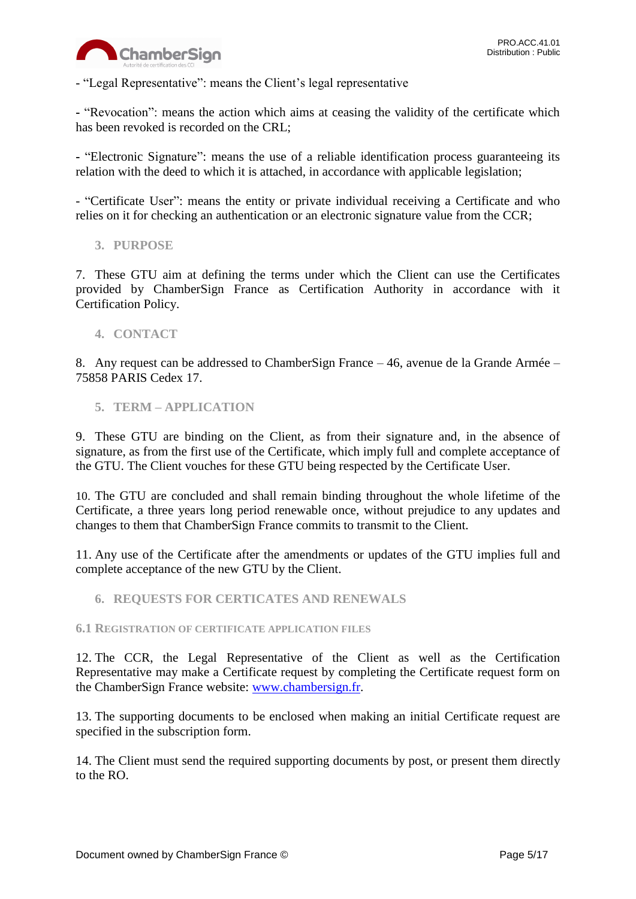- “Legal Representative”: means the Client’s legal representative

- “Revocation”: means the action which aims at ceasing the validity of the certificate which has been revoked is recorded on the CRL;

- “Electronic Signature”: means the use of a reliable identification process guaranteeing its relation with the deed to which it is attached, in accordance with applicable legislation;

- “Certificate User”: means the entity or private individual receiving a Certificate and who relies on it for checking an authentication or an electronic signature value from the CCR;

## 3. PURPOSE

7. These GTU aim at defining the terms under which the Client can use the Certificates provided by ChamberSign France as Certification Authority in accordance with it Certification Policy.

## 4. CONTACT

8. Any request can be addressed to ChamberSign France – 46, avenue de la Grande Armée – 75858 PARIS Cedex 17.

## 5. TERM – APPLICATION

9. These GTU are binding on the Client, as from their signature and, in the absence of signature, as from the first use of the Certificate, which imply full and complete acceptance of the GTU. The Client vouches for these GTU being respected by the Certificate User.

10. The GTU are concluded and shall remain binding throughout the whole lifetime of the Certificate, a three years long period renewable once, without prejudice to any updates and changes to them that ChamberSign France commits to transmit to the Client.

11. Any use of the Certificate after the amendments or updates of the GTU implies full and complete acceptance of the new GTU by the Client.

## 6. REQUESTS FOR CERTICATES AND RENEWALS

### 6.1 Registration of certificate application files

12. The CCR, the Legal Representative of the Client as well as the Certification Representative may make a Certificate request by completing the Certificate request form on the ChamberSign France website: [www.chambersign.fr](http://www.chambersign.fr).

13. The supporting documents to be enclosed when making an initial Certificate request are specified in the subscription form.

14. The Client must send the required supporting documents by post, or present them directly to the RO.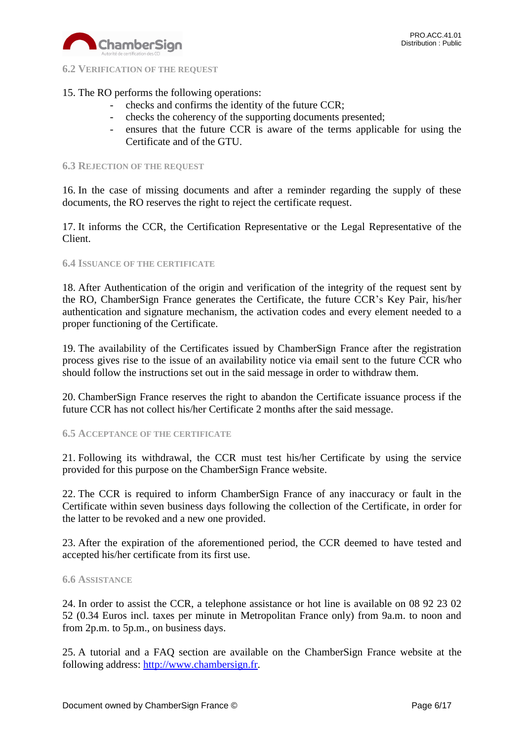### 6.2 Verification of the request

15. The RO performs the following operations:

- checks and confirms the identity of the future CCR;
- checks the coherency of the supporting documents presented;
- ensures that the future CCR is aware of the terms applicable for using the Certificate and of the GTU.

### 6.3 Rejection of the request

16. In the case of missing documents and after a reminder regarding the supply of these documents, the RO reserves the right to reject the certificate request.

17. It informs the CCR, the Certification Representative or the Legal Representative of the Client.

### 6.4 Issuance of the certificate

18. After Authentication of the origin and verification of the integrity of the request sent by the RO, ChamberSign France generates the Certificate, the future CCR's Key Pair, his/her authentication and signature mechanism, the activation codes and every element needed to a proper functioning of the Certificate.

19. The availability of the Certificates issued by ChamberSign France after the registration process gives rise to the issue of an availability notice via email sent to the future CCR who should follow the instructions set out in the said message in order to withdraw them.

20. ChamberSign France reserves the right to abandon the Certificate issuance process if the future CCR has not collect his/her Certificate 2 months after the said message.

### 6.5 Acceptance of the certificate

21. Following its withdrawal, the CCR must test his/her Certificate by using the service provided for this purpose on the ChamberSign France website.

22. The CCR is required to inform ChamberSign France of any inaccuracy or fault in the Certificate within seven business days following the collection of the Certificate, in order for the latter to be revoked and a new one provided.

23. After the expiration of the aforementioned period, the CCR deemed to have tested and accepted his/her certificate from its first use.

### 6.6 Assistance

24. In order to assist the CCR, a telephone assistance or hot line is available on 08 92 23 02 52 (0.34 Euros incl. taxes per minute in Metropolitan France only) from 9a.m. to noon and from 2p.m. to 5p.m., on business days.

25. A tutorial and a FAQ section are available on the ChamberSign France website at the following address: [http://www.chambersign.fr](http://www.chambersign.fr).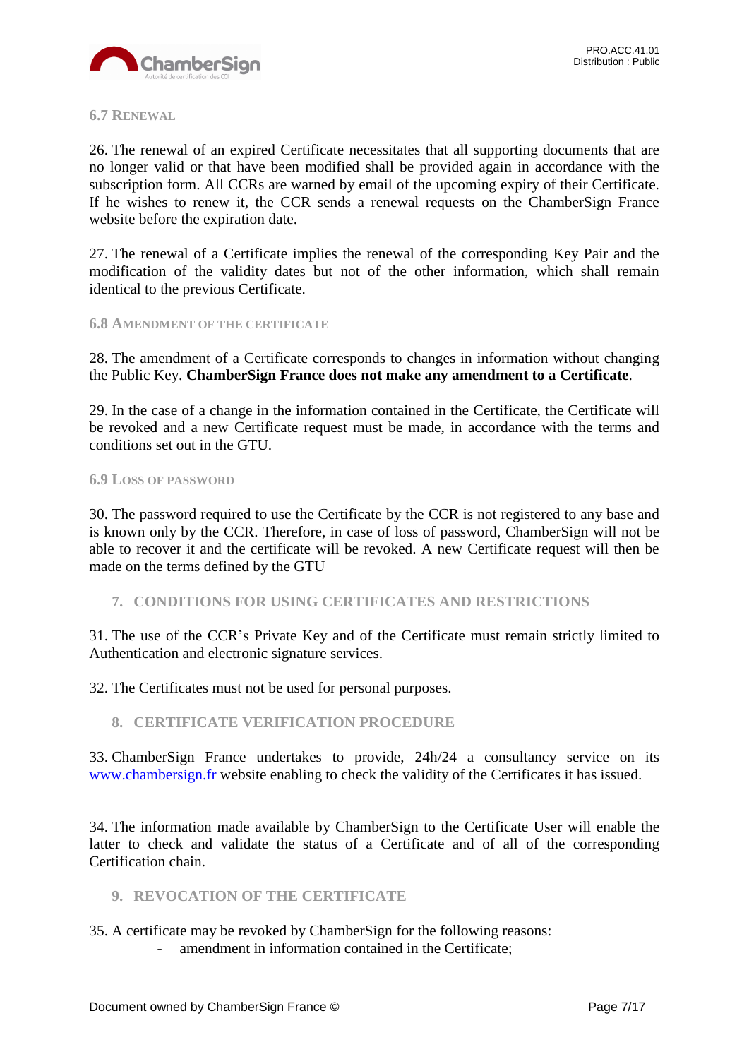### 6.7 Renewal

26. The renewal of an expired Certificate necessitates that all supporting documents that are no longer valid or that have been modified shall be provided again in accordance with the subscription form. All CCRs are warned by email of the upcoming expiry of their Certificate. If he wishes to renew it, the CCR sends a renewal requests on the ChamberSign France website before the expiration date.

27. The renewal of a Certificate implies the renewal of the corresponding Key Pair and the modification of the validity dates but not of the other information, which shall remain identical to the previous Certificate.

### 6.8 Amendment of the Certificate

28. The amendment of a Certificate corresponds to changes in information without changing the Public Key. **ChamberSign France does not make any amendment to a Certificate**.

29. In the case of a change in the information contained in the Certificate, the Certificate will be revoked and a new Certificate request must be made, in accordance with the terms and conditions set out in the GTU.

### 6.9 Loss of Password

30. The password required to use the Certificate by the CCR is not registered to any base and is known only by the CCR. Therefore, in case of loss of password, ChamberSign will not be able to recover it and the certificate will be revoked. A new Certificate request will then be made on the terms defined by the GTU

## 7. CONDITIONS FOR USING CERTIFICATES AND RESTRICTIONS

31. The use of the CCR's Private Key and of the Certificate must remain strictly limited to Authentication and electronic signature services.

32. The Certificates must not be used for personal purposes.

## 8. CERTIFICATE VERIFICATION PROCEDURE

33. ChamberSign France undertakes to provide, 24h/24 a consultancy service on its www.chambersign.fr website enabling to check the validity of the Certificates it has issued.

34. The information made available by ChamberSign to the Certificate User will enable the latter to check and validate the status of a Certificate and of all of the corresponding Certification chain.

## 9. REVOCATION OF THE CERTIFICATE

35. A certificate may be revoked by ChamberSign for the following reasons:

- amendment in information contained in the Certificate;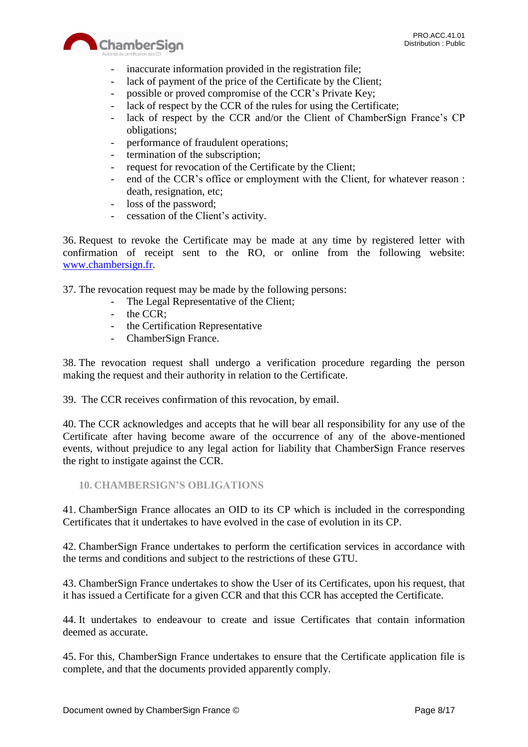- inaccurate information provided in the registration file;
- lack of payment of the price of the Certificate by the Client;
- possible or proved compromise of the CCR's Private Key;
- lack of respect by the CCR of the rules for using the Certificate;
- lack of respect by the CCR and/or the Client of ChamberSign France's CP obligations;
- performance of fraudulent operations;
- termination of the subscription;
- request for revocation of the Certificate by the Client;
- end of the CCR's office or employment with the Client, for whatever reason : death, resignation, etc;
- loss of the password;
- cessation of the Client's activity.

36. Request to revoke the Certificate may be made at any time by registered letter with confirmation of receipt sent to the RO, or online from the following website: [www.chambersign.fr](http://www.chambersign.fr).

37. The revocation request may be made by the following persons:
- The Legal Representative of the Client;
- the CCR;
- the Certification Representative
- ChamberSign France.

38. The revocation request shall undergo a verification procedure regarding the person making the request and their authority in relation to the Certificate.

39. The CCR receives confirmation of this revocation, by email.

40. The CCR acknowledges and accepts that he will bear all responsibility for any use of the Certificate after having become aware of the occurrence of any of the above-mentioned events, without prejudice to any legal action for liability that ChamberSign France reserves the right to instigate against the CCR.

## 10. CHAMBERSIGN'S OBLIGATIONS

41. ChamberSign France allocates an OID to its CP which is included in the corresponding Certificates that it undertakes to have evolved in the case of evolution in its CP.

42. ChamberSign France undertakes to perform the certification services in accordance with the terms and conditions and subject to the restrictions of these GTU.

43. ChamberSign France undertakes to show the User of its Certificates, upon his request, that it has issued a Certificate for a given CCR and that this CCR has accepted the Certificate.

44. It undertakes to endeavour to create and issue Certificates that contain information deemed as accurate.

45. For this, ChamberSign France undertakes to ensure that the Certificate application file is complete, and that the documents provided apparently comply.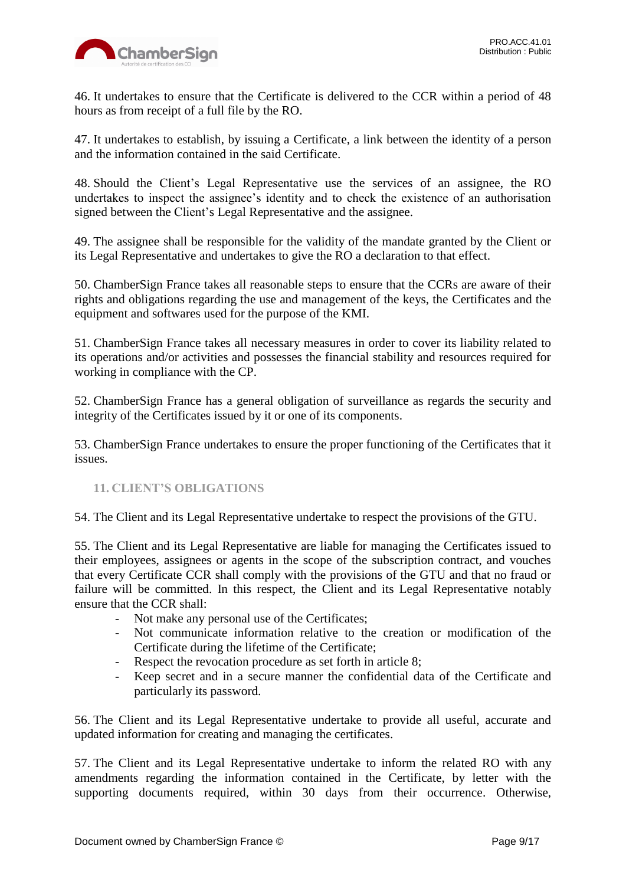46. It undertakes to ensure that the Certificate is delivered to the CCR within a period of 48 hours as from receipt of a full file by the RO.

47. It undertakes to establish, by issuing a Certificate, a link between the identity of a person and the information contained in the said Certificate.

48. Should the Client's Legal Representative use the services of an assignee, the RO undertakes to inspect the assignee's identity and to check the existence of an authorisation signed between the Client's Legal Representative and the assignee.

49. The assignee shall be responsible for the validity of the mandate granted by the Client or its Legal Representative and undertakes to give the RO a declaration to that effect.

50. ChamberSign France takes all reasonable steps to ensure that the CCRs are aware of their rights and obligations regarding the use and management of the keys, the Certificates and the equipment and softwares used for the purpose of the KMI.

51. ChamberSign France takes all necessary measures in order to cover its liability related to its operations and/or activities and possesses the financial stability and resources required for working in compliance with the CP.

52. ChamberSign France has a general obligation of surveillance as regards the security and integrity of the Certificates issued by it or one of its components.

53. ChamberSign France undertakes to ensure the proper functioning of the Certificates that it issues.

## 11. CLIENT'S OBLIGATIONS

54. The Client and its Legal Representative undertake to respect the provisions of the GTU.

55. The Client and its Legal Representative are liable for managing the Certificates issued to their employees, assignees or agents in the scope of the subscription contract, and vouches that every Certificate CCR shall comply with the provisions of the GTU and that no fraud or failure will be committed. In this respect, the Client and its Legal Representative notably ensure that the CCR shall:

- Not make any personal use of the Certificates;
- Not communicate information relative to the creation or modification of the Certificate during the lifetime of the Certificate;
- Respect the revocation procedure as set forth in article 8;
- Keep secret and in a secure manner the confidential data of the Certificate and particularly its password.

56. The Client and its Legal Representative undertake to provide all useful, accurate and updated information for creating and managing the certificates.

57. The Client and its Legal Representative undertake to inform the related RO with any amendments regarding the information contained in the Certificate, by letter with the supporting documents required, within 30 days from their occurrence. Otherwise,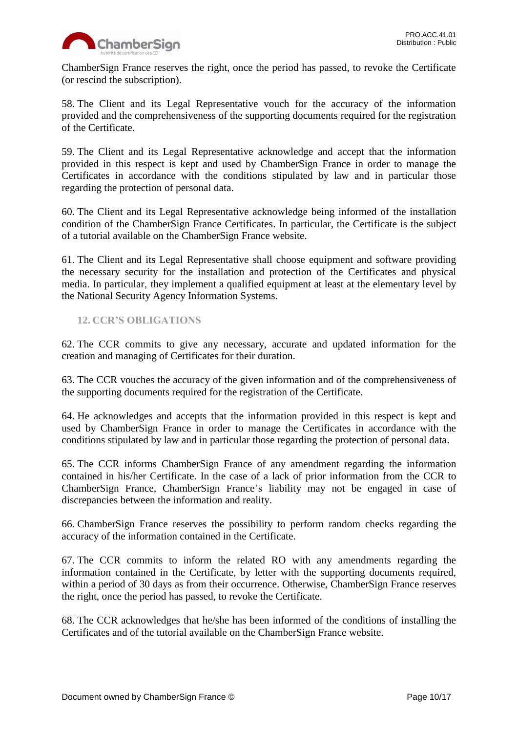ChamberSign France reserves the right, once the period has passed, to revoke the Certificate (or rescind the subscription).

58. The Client and its Legal Representative vouch for the accuracy of the information provided and the comprehensiveness of the supporting documents required for the registration of the Certificate.

59. The Client and its Legal Representative acknowledge and accept that the information provided in this respect is kept and used by ChamberSign France in order to manage the Certificates in accordance with the conditions stipulated by law and in particular those regarding the protection of personal data.

60. The Client and its Legal Representative acknowledge being informed of the installation condition of the ChamberSign France Certificates. In particular, the Certificate is the subject of a tutorial available on the ChamberSign France website.

61. The Client and its Legal Representative shall choose equipment and software providing the necessary security for the installation and protection of the Certificates and physical media. In particular, they implement a qualified equipment at least at the elementary level by the National Security Agency Information Systems.

## 12. CCR'S OBLIGATIONS

62. The CCR commits to give any necessary, accurate and updated information for the creation and managing of Certificates for their duration.

63. The CCR vouches the accuracy of the given information and of the comprehensiveness of the supporting documents required for the registration of the Certificate.

64. He acknowledges and accepts that the information provided in this respect is kept and used by ChamberSign France in order to manage the Certificates in accordance with the conditions stipulated by law and in particular those regarding the protection of personal data.

65. The CCR informs ChamberSign France of any amendment regarding the information contained in his/her Certificate. In the case of a lack of prior information from the CCR to ChamberSign France, ChamberSign France's liability may not be engaged in case of discrepancies between the information and reality.

66. ChamberSign France reserves the possibility to perform random checks regarding the accuracy of the information contained in the Certificate.

67. The CCR commits to inform the related RO with any amendments regarding the information contained in the Certificate, by letter with the supporting documents required, within a period of 30 days as from their occurrence. Otherwise, ChamberSign France reserves the right, once the period has passed, to revoke the Certificate.

68. The CCR acknowledges that he/she has been informed of the conditions of installing the Certificates and of the tutorial available on the ChamberSign France website.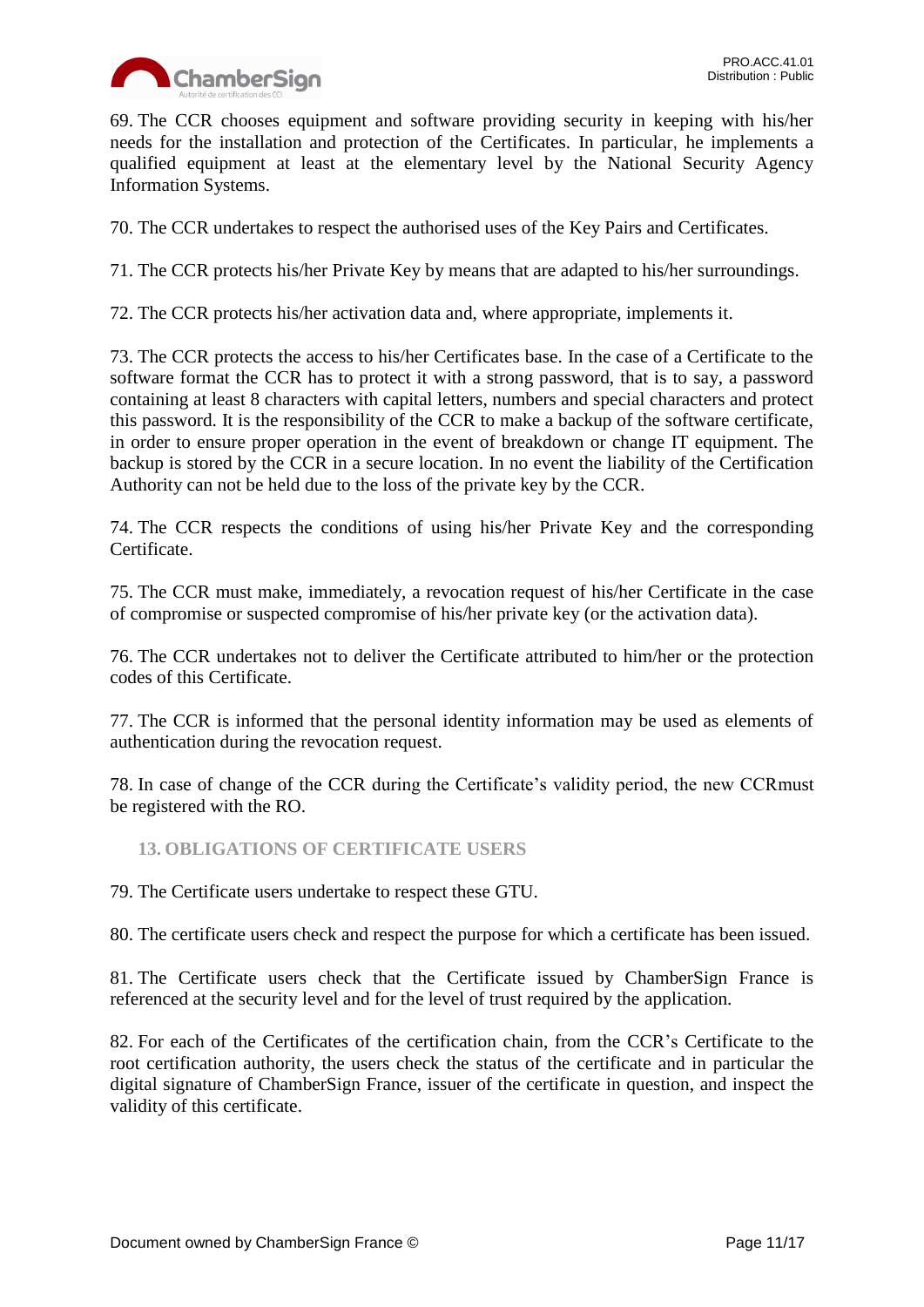69. The CCR chooses equipment and software providing security in keeping with his/her needs for the installation and protection of the Certificates. In particular, he implements a qualified equipment at least at the elementary level by the National Security Agency Information Systems.

70. The CCR undertakes to respect the authorised uses of the Key Pairs and Certificates.

71. The CCR protects his/her Private Key by means that are adapted to his/her surroundings.

72. The CCR protects his/her activation data and, where appropriate, implements it.

73. The CCR protects the access to his/her Certificates base. In the case of a Certificate to the software format the CCR has to protect it with a strong password, that is to say, a password containing at least 8 characters with capital letters, numbers and special characters and protect this password. It is the responsibility of the CCR to make a backup of the software certificate, in order to ensure proper operation in the event of breakdown or change IT equipment. The backup is stored by the CCR in a secure location. In no event the liability of the Certification Authority can not be held due to the loss of the private key by the CCR.

74. The CCR respects the conditions of using his/her Private Key and the corresponding Certificate.

75. The CCR must make, immediately, a revocation request of his/her Certificate in the case of compromise or suspected compromise of his/her private key (or the activation data).

76. The CCR undertakes not to deliver the Certificate attributed to him/her or the protection codes of this Certificate.

77. The CCR is informed that the personal identity information may be used as elements of authentication during the revocation request.

78. In case of change of the CCR during the Certificate's validity period, the new CCRmust be registered with the RO.

## 13. OBLIGATIONS OF CERTIFICATE USERS

79. The Certificate users undertake to respect these GTU.

80. The certificate users check and respect the purpose for which a certificate has been issued.

81. The Certificate users check that the Certificate issued by ChamberSign France is referenced at the security level and for the level of trust required by the application.

82. For each of the Certificates of the certification chain, from the CCR's Certificate to the root certification authority, the users check the status of the certificate and in particular the digital signature of ChamberSign France, issuer of the certificate in question, and inspect the validity of this certificate.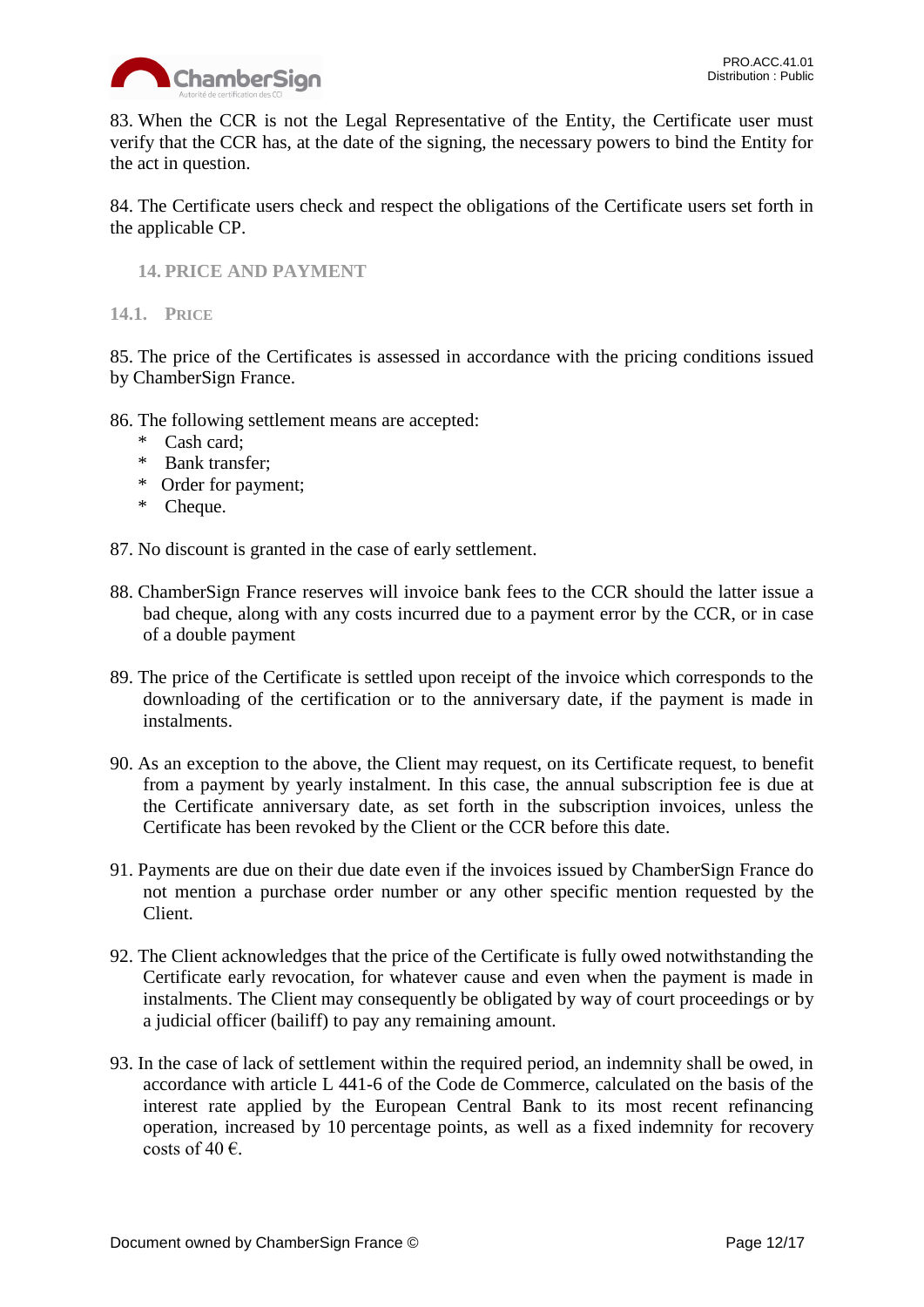83. When the CCR is not the Legal Representative of the Entity, the Certificate user must verify that the CCR has, at the date of the signing, the necessary powers to bind the Entity for the act in question.

84. The Certificate users check and respect the obligations of the Certificate users set forth in the applicable CP.

## 14. PRICE AND PAYMENT

### 14.1. Price

85. The price of the Certificates is assessed in accordance with the pricing conditions issued by ChamberSign France.

86. The following settlement means are accepted:

- Cash card;
- Bank transfer;
- Order for payment;
- Cheque.

87. No discount is granted in the case of early settlement.

88. ChamberSign France reserves will invoice bank fees to the CCR should the latter issue a bad cheque, along with any costs incurred due to a payment error by the CCR, or in case of a double payment

89. The price of the Certificate is settled upon receipt of the invoice which corresponds to the downloading of the certification or to the anniversary date, if the payment is made in instalments.

90. As an exception to the above, the Client may request, on its Certificate request, to benefit from a payment by yearly instalment. In this case, the annual subscription fee is due at the Certificate anniversary date, as set forth in the subscription invoices, unless the Certificate has been revoked by the Client or the CCR before this date.

91. Payments are due on their due date even if the invoices issued by ChamberSign France do not mention a purchase order number or any other specific mention requested by the Client.

92. The Client acknowledges that the price of the Certificate is fully owed notwithstanding the Certificate early revocation, for whatever cause and even when the payment is made in instalments. The Client may consequently be obligated by way of court proceedings or by a judicial officer (bailiff) to pay any remaining amount.

93. In the case of lack of settlement within the required period, an indemnity shall be owed, in accordance with article L 441-6 of the Code de Commerce, calculated on the basis of the interest rate applied by the European Central Bank to its most recent refinancing operation, increased by 10 percentage points, as well as a fixed indemnity for recovery costs of 40 €.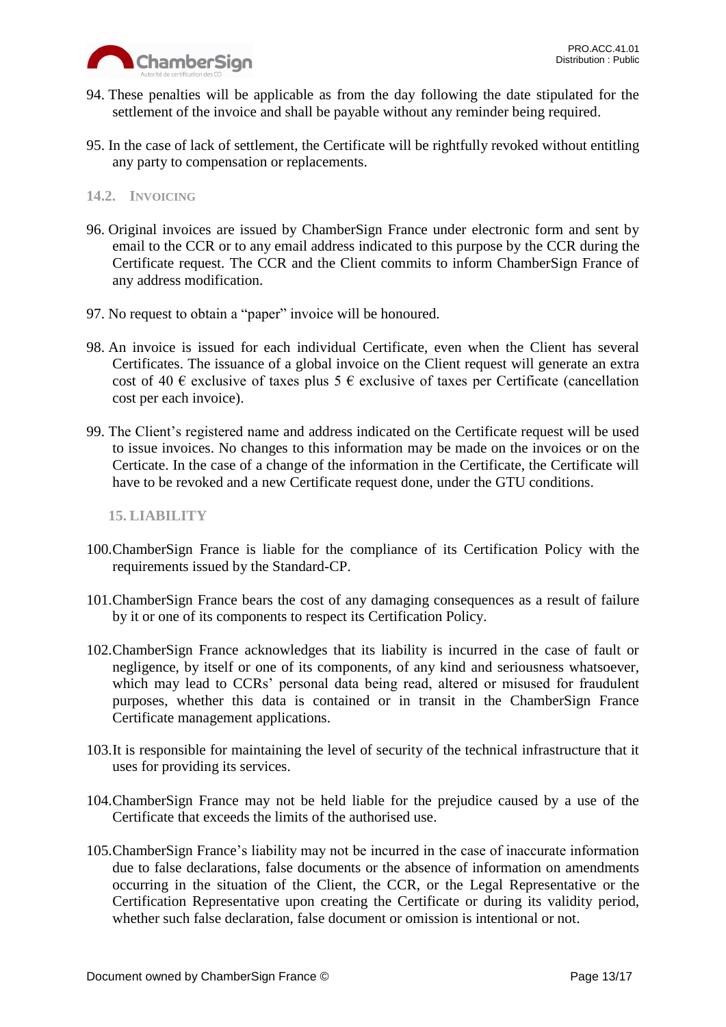94. These penalties will be applicable as from the day following the date stipulated for the settlement of the invoice and shall be payable without any reminder being required.

95. In the case of lack of settlement, the Certificate will be rightfully revoked without entitling any party to compensation or replacements.

### 14.2. Invoicing

96. Original invoices are issued by ChamberSign France under electronic form and sent by email to the CCR or to any email address indicated to this purpose by the CCR during the Certificate request. The CCR and the Client commits to inform ChamberSign France of any address modification.

97. No request to obtain a "paper" invoice will be honoured.

98. An invoice is issued for each individual Certificate, even when the Client has several Certificates. The issuance of a global invoice on the Client request will generate an extra cost of 40 € exclusive of taxes plus 5 € exclusive of taxes per Certificate (cancellation cost per each invoice).

99. The Client's registered name and address indicated on the Certificate request will be used to issue invoices. No changes to this information may be made on the invoices or on the Certicate. In the case of a change of the information in the Certificate, the Certificate will have to be revoked and a new Certificate request done, under the GTU conditions.

## 15. LIABILITY

100. ChamberSign France is liable for the compliance of its Certification Policy with the requirements issued by the Standard-CP.

101. ChamberSign France bears the cost of any damaging consequences as a result of failure by it or one of its components to respect its Certification Policy.

102. ChamberSign France acknowledges that its liability is incurred in the case of fault or negligence, by itself or one of its components, of any kind and seriousness whatsoever, which may lead to CCRs' personal data being read, altered or misused for fraudulent purposes, whether this data is contained or in transit in the ChamberSign France Certificate management applications.

103. It is responsible for maintaining the level of security of the technical infrastructure that it uses for providing its services.

104. ChamberSign France may not be held liable for the prejudice caused by a use of the Certificate that exceeds the limits of the authorised use.

105. ChamberSign France's liability may not be incurred in the case of inaccurate information due to false declarations, false documents or the absence of information on amendments occurring in the situation of the Client, the CCR, or the Legal Representative or the Certification Representative upon creating the Certificate or during its validity period, whether such false declaration, false document or omission is intentional or not.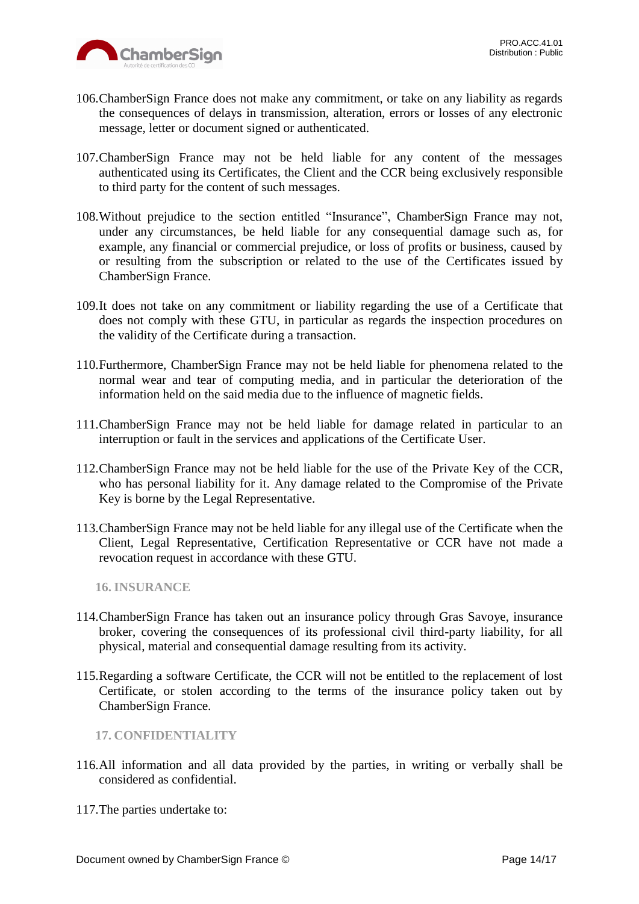106. ChamberSign France does not make any commitment, or take on any liability as regards the consequences of delays in transmission, alteration, errors or losses of any electronic message, letter or document signed or authenticated.

107. ChamberSign France may not be held liable for any content of the messages authenticated using its Certificates, the Client and the CCR being exclusively responsible to third party for the content of such messages.

108. Without prejudice to the section entitled "Insurance", ChamberSign France may not, under any circumstances, be held liable for any consequential damage such as, for example, any financial or commercial prejudice, or loss of profits or business, caused by or resulting from the subscription or related to the use of the Certificates issued by ChamberSign France.

109. It does not take on any commitment or liability regarding the use of a Certificate that does not comply with these GTU, in particular as regards the inspection procedures on the validity of the Certificate during a transaction.

110. Furthermore, ChamberSign France may not be held liable for phenomena related to the normal wear and tear of computing media, and in particular the deterioration of the information held on the said media due to the influence of magnetic fields.

111. ChamberSign France may not be held liable for damage related in particular to an interruption or fault in the services and applications of the Certificate User.

112. ChamberSign France may not be held liable for the use of the Private Key of the CCR, who has personal liability for it. Any damage related to the Compromise of the Private Key is borne by the Legal Representative.

113. ChamberSign France may not be held liable for any illegal use of the Certificate when the Client, Legal Representative, Certification Representative or CCR have not made a revocation request in accordance with these GTU.

## 16. INSURANCE

114. ChamberSign France has taken out an insurance policy through Gras Savoye, insurance broker, covering the consequences of its professional civil third-party liability, for all physical, material and consequential damage resulting from its activity.

115. Regarding a software Certificate, the CCR will not be entitled to the replacement of lost Certificate, or stolen according to the terms of the insurance policy taken out by ChamberSign France.

## 17. CONFIDENTIALITY

116. All information and all data provided by the parties, in writing or verbally shall be considered as confidential.

117. The parties undertake to: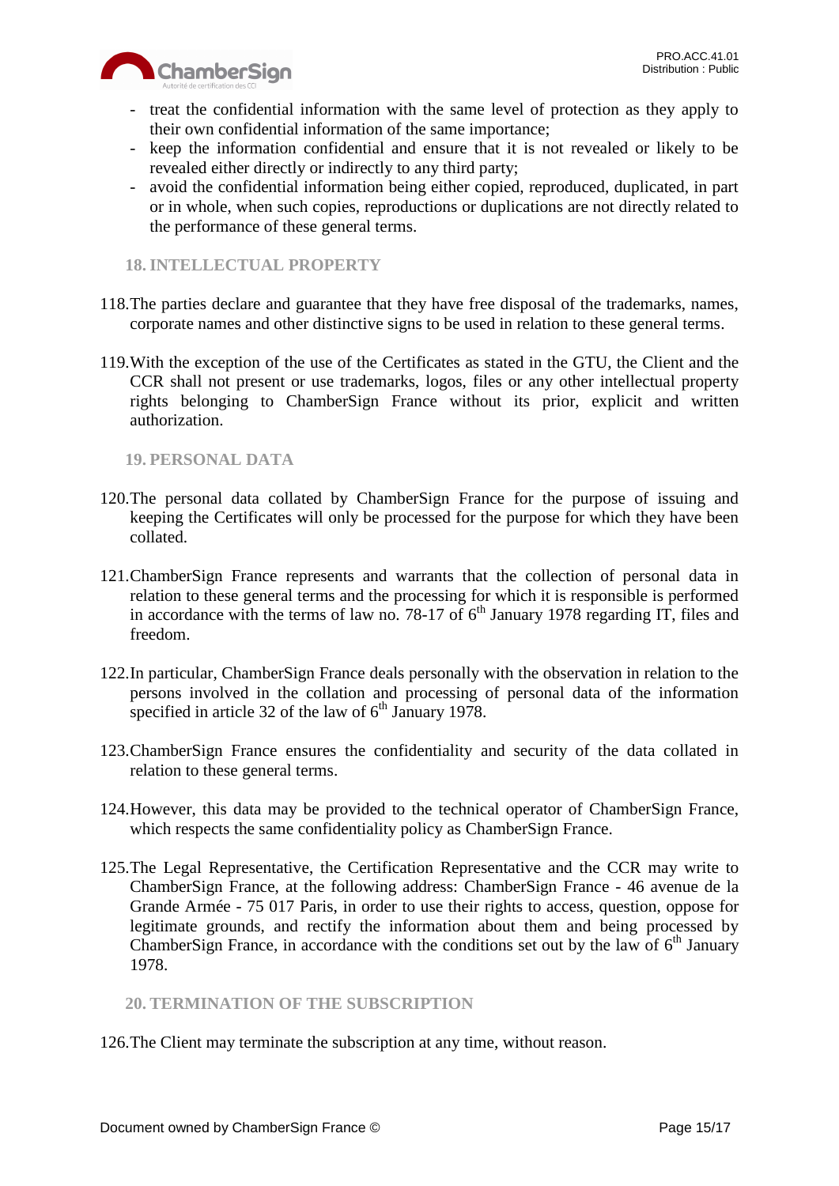- treat the confidential information with the same level of protection as they apply to their own confidential information of the same importance;
- keep the information confidential and ensure that it is not revealed or likely to be revealed either directly or indirectly to any third party;
- avoid the confidential information being either copied, reproduced, duplicated, in part or in whole, when such copies, reproductions or duplications are not directly related to the performance of these general terms.

## 18. INTELLECTUAL PROPERTY

118. The parties declare and guarantee that they have free disposal of the trademarks, names, corporate names and other distinctive signs to be used in relation to these general terms.

119. With the exception of the use of the Certificates as stated in the GTU, the Client and the CCR shall not present or use trademarks, logos, files or any other intellectual property rights belonging to ChamberSign France without its prior, explicit and written authorization.

## 19. PERSONAL DATA

120. The personal data collated by ChamberSign France for the purpose of issuing and keeping the Certificates will only be processed for the purpose for which they have been collated.

121. ChamberSign France represents and warrants that the collection of personal data in relation to these general terms and the processing for which it is responsible is performed in accordance with the terms of law no. 78-17 of 6th January 1978 regarding IT, files and freedom.

122. In particular, ChamberSign France deals personally with the observation in relation to the persons involved in the collation and processing of personal data of the information specified in article 32 of the law of 6th January 1978.

123. ChamberSign France ensures the confidentiality and security of the data collated in relation to these general terms.

124. However, this data may be provided to the technical operator of ChamberSign France, which respects the same confidentiality policy as ChamberSign France.

125. The Legal Representative, the Certification Representative and the CCR may write to ChamberSign France, at the following address: ChamberSign France - 46 avenue de la Grande Armée - 75 017 Paris, in order to use their rights to access, question, oppose for legitimate grounds, and rectify the information about them and being processed by ChamberSign France, in accordance with the conditions set out by the law of 6th January 1978.

## 20. TERMINATION OF THE SUBSCRIPTION

126. The Client may terminate the subscription at any time, without reason.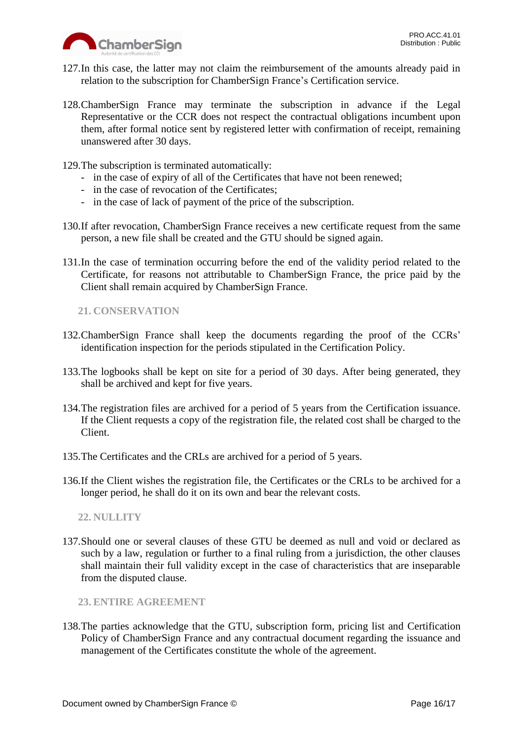127. In this case, the latter may not claim the reimbursement of the amounts already paid in relation to the subscription for ChamberSign France's Certification service.

128. ChamberSign France may terminate the subscription in advance if the Legal Representative or the CCR does not respect the contractual obligations incumbent upon them, after formal notice sent by registered letter with confirmation of receipt, remaining unanswered after 30 days.

129. The subscription is terminated automatically:
- in the case of expiry of all of the Certificates that have not been renewed;
- in the case of revocation of the Certificates;
- in the case of lack of payment of the price of the subscription.

130. If after revocation, ChamberSign France receives a new certificate request from the same person, a new file shall be created and the GTU should be signed again.

131. In the case of termination occurring before the end of the validity period related to the Certificate, for reasons not attributable to ChamberSign France, the price paid by the Client shall remain acquired by ChamberSign France.

## 21. CONSERVATION

132. ChamberSign France shall keep the documents regarding the proof of the CCRs' identification inspection for the periods stipulated in the Certification Policy.

133. The logbooks shall be kept on site for a period of 30 days. After being generated, they shall be archived and kept for five years.

134. The registration files are archived for a period of 5 years from the Certification issuance. If the Client requests a copy of the registration file, the related cost shall be charged to the Client.

135. The Certificates and the CRLs are archived for a period of 5 years.

136. If the Client wishes the registration file, the Certificates or the CRLs to be archived for a longer period, he shall do it on its own and bear the relevant costs.

## 22. NULLITY

137. Should one or several clauses of these GTU be deemed as null and void or declared as such by a law, regulation or further to a final ruling from a jurisdiction, the other clauses shall maintain their full validity except in the case of characteristics that are inseparable from the disputed clause.

## 23. ENTIRE AGREEMENT

138. The parties acknowledge that the GTU, subscription form, pricing list and Certification Policy of ChamberSign France and any contractual document regarding the issuance and management of the Certificates constitute the whole of the agreement.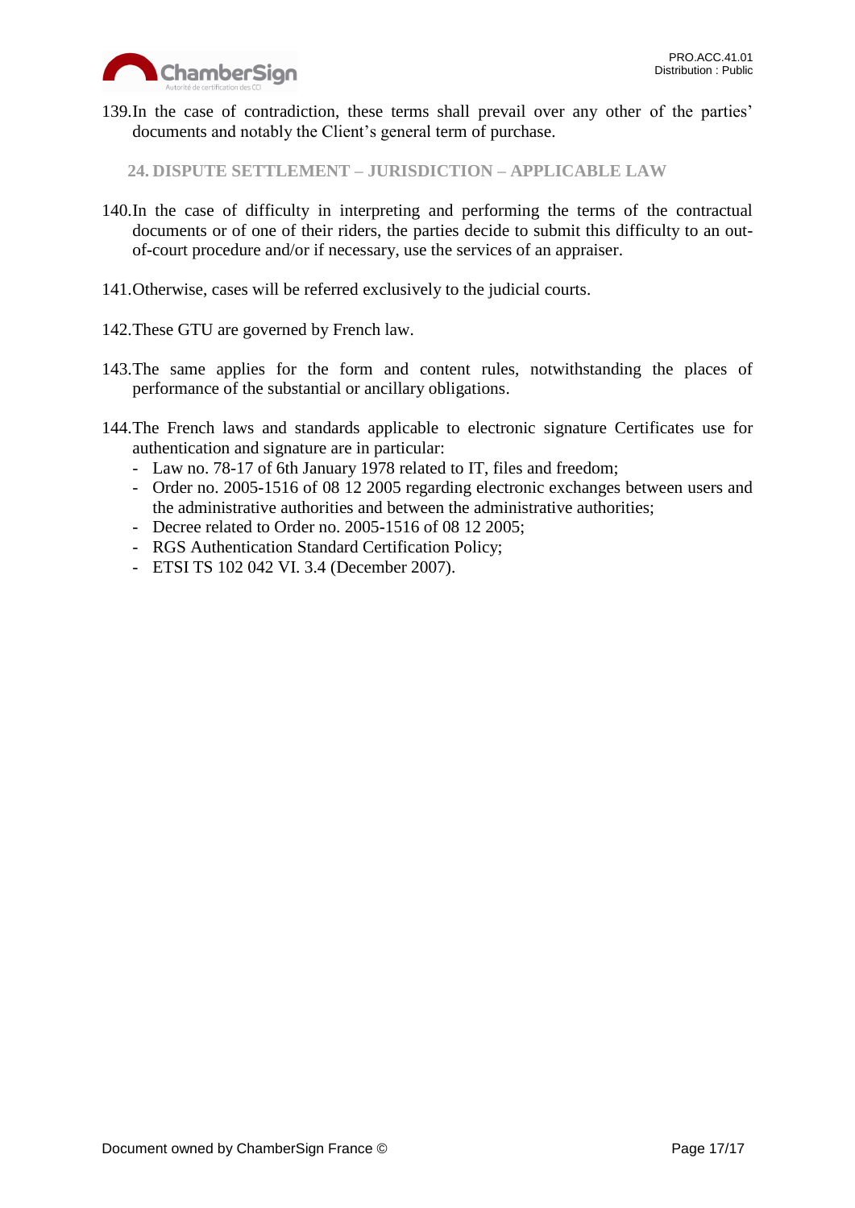139.In the case of contradiction, these terms shall prevail over any other of the parties' documents and notably the Client's general term of purchase.

## 24. DISPUTE SETTLEMENT – JURISDICTION – APPLICABLE LAW

140.In the case of difficulty in interpreting and performing the terms of the contractual documents or of one of their riders, the parties decide to submit this difficulty to an out-of-court procedure and/or if necessary, use the services of an appraiser.

141.Otherwise, cases will be referred exclusively to the judicial courts.

142.These GTU are governed by French law.

143.The same applies for the form and content rules, notwithstanding the places of performance of the substantial or ancillary obligations.

144.The French laws and standards applicable to electronic signature Certificates use for authentication and signature are in particular:

- Law no. 78-17 of 6th January 1978 related to IT, files and freedom;
- Order no. 2005-1516 of 08 12 2005 regarding electronic exchanges between users and the administrative authorities and between the administrative authorities;
- Decree related to Order no. 2005-1516 of 08 12 2005;
- RGS Authentication Standard Certification Policy;
- ETSI TS 102 042 VI. 3.4 (December 2007).